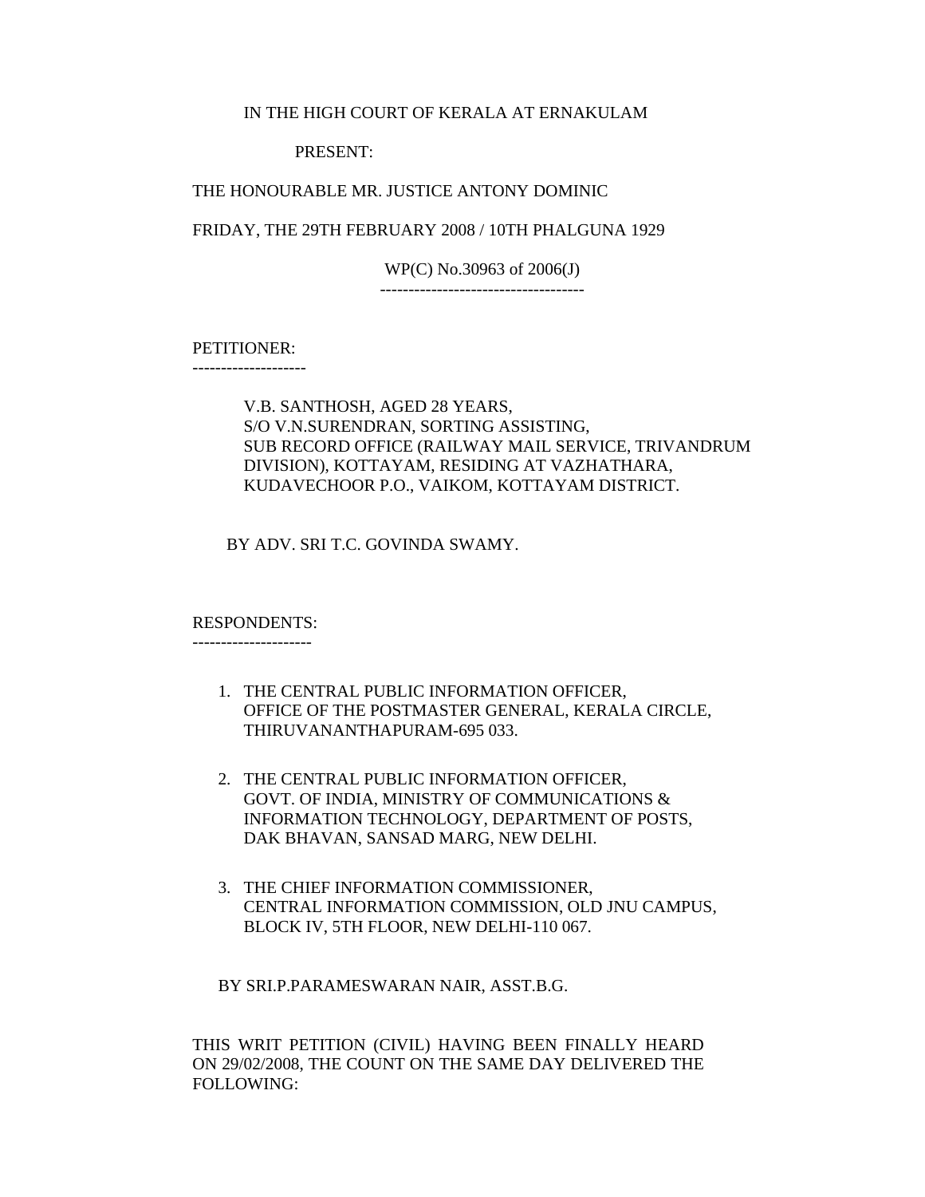IN THE HIGH COURT OF KERALA AT ERNAKULAM

PRESENT:

THE HONOURABLE MR. JUSTICE ANTONY DOMINIC

FRIDAY, THE 29TH FEBRUARY 2008 / 10TH PHALGUNA 1929

WP(C) No.30963 of 2006(J)

------------------------------------

PETITIONER:

--------------------

V.B. SANTHOSH, AGED 28 YEARS,
S/O V.N.SURENDRAN, SORTING ASSISTING,
SUB RECORD OFFICE (RAILWAY MAIL SERVICE, TRIVANDRUM DIVISION), KOTTAYAM, RESIDING AT VAZHATHARA, KUDAVECHOOR P.O., VAIKOM, KOTTAYAM DISTRICT.

BY ADV. SRI T.C. GOVINDA SWAMY.

RESPONDENTS:

---------------------

1. THE CENTRAL PUBLIC INFORMATION OFFICER, OFFICE OF THE POSTMASTER GENERAL, KERALA CIRCLE, THIRUVANANTHAPURAM-695 033.

2. THE CENTRAL PUBLIC INFORMATION OFFICER, GOVT. OF INDIA, MINISTRY OF COMMUNICATIONS & INFORMATION TECHNOLOGY, DEPARTMENT OF POSTS, DAK BHAVAN, SANSAD MARG, NEW DELHI.

3. THE CHIEF INFORMATION COMMISSIONER, CENTRAL INFORMATION COMMISSION, OLD JNU CAMPUS, BLOCK IV, 5TH FLOOR, NEW DELHI-110 067.

BY SRI.P.PARAMESWARAN NAIR, ASST.B.G.

THIS WRIT PETITION (CIVIL) HAVING BEEN FINALLY HEARD ON 29/02/2008, THE COUNT ON THE SAME DAY DELIVERED THE FOLLOWING: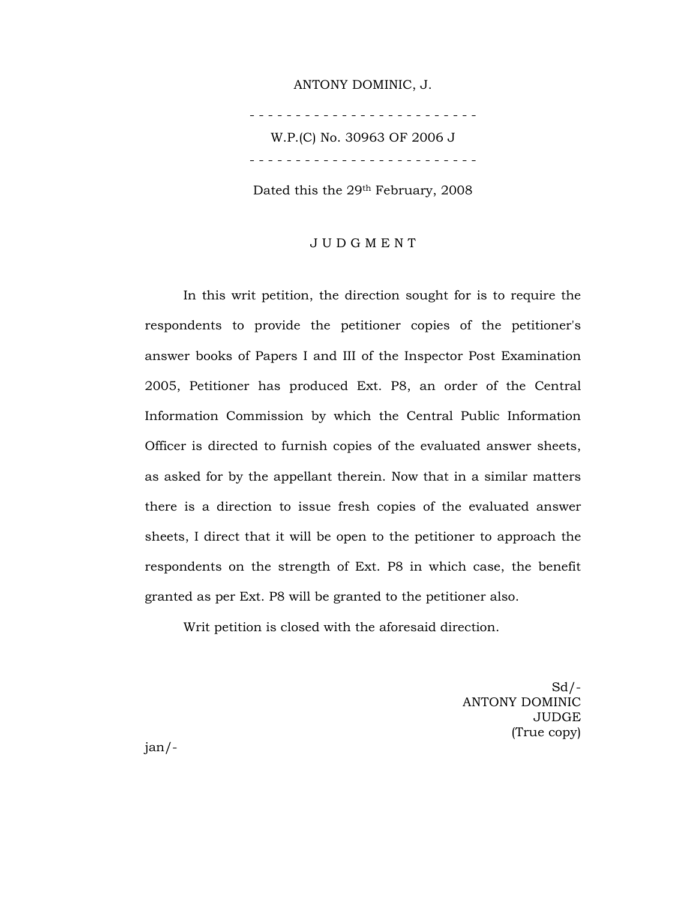ANTONY DOMINIC, J.

- - - - - - - - - - - - - - - - - - - - - - - - -

W.P.(C) No. 30963 OF 2006 J

- - - - - - - - - - - - - - - - - - - - - - - - -

Dated this the 29th February, 2008

# J U D G M E N T

In this writ petition, the direction sought for is to require the respondents to provide the petitioner copies of the petitioner's answer books of Papers I and III of the Inspector Post Examination 2005, Petitioner has produced Ext. P8, an order of the Central Information Commission by which the Central Public Information Officer is directed to furnish copies of the evaluated answer sheets, as asked for by the appellant therein. Now that in a similar matters there is a direction to issue fresh copies of the evaluated answer sheets, I direct that it will be open to the petitioner to approach the respondents on the strength of Ext. P8 in which case, the benefit granted as per Ext. P8 will be granted to the petitioner also.

Writ petition is closed with the aforesaid direction.

Sd/-
ANTONY DOMINIC
JUDGE
(True copy)

jan/-